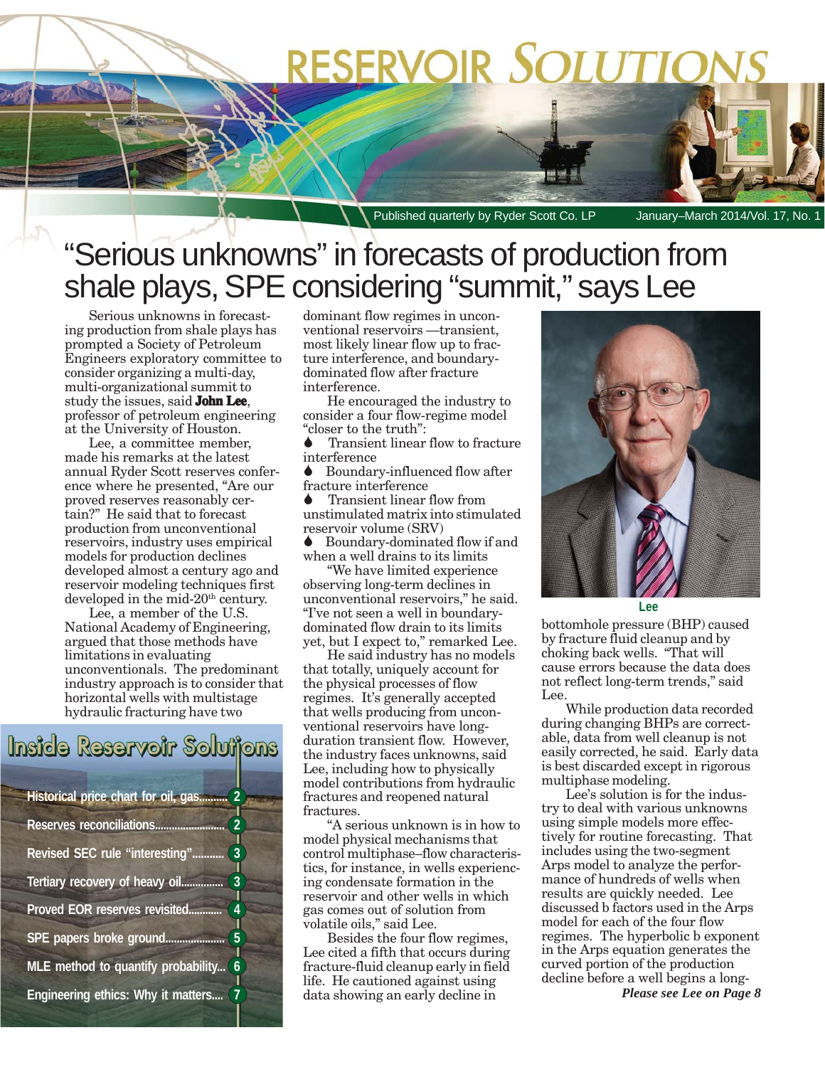# RESERVOIR SOLUTIONS

Published quarterly by Ryder Scott Co. LP — January–March 2014/Vol. 17, No. 1

# "Serious unknowns" in forecasts of production from shale plays, SPE considering "summit," says Lee

Serious unknowns in forecasting production from shale plays has prompted a Society of Petroleum Engineers exploratory committee to consider organizing a multi-day, multi-organizational summit to study the issues, said **John Lee**, professor of petroleum engineering at the University of Houston.

Lee, a committee member, made his remarks at the latest annual Ryder Scott reserves conference where he presented, "Are our proved reserves reasonably certain?" He said that to forecast production from unconventional reservoirs, industry uses empirical models for production declines developed almost a century ago and reservoir modeling techniques first developed in the mid-20th century.

Lee, a member of the U.S. National Academy of Engineering, argued that those methods have limitations in evaluating unconventionals. The predominant industry approach is to consider that horizontal wells with multistage hydraulic fracturing have two dominant flow regimes in unconventional reservoirs —transient, most likely linear flow up to fracture interference, and boundary-dominated flow after fracture interference.

He encouraged the industry to consider a four flow-regime model "closer to the truth":

- Transient linear flow to fracture interference
- Boundary-influenced flow after fracture interference
- Transient linear flow from unstimulated matrix into stimulated reservoir volume (SRV)
- Boundary-dominated flow if and when a well drains to its limits

"We have limited experience observing long-term declines in unconventional reservoirs," he said. "I've not seen a well in boundary-dominated flow drain to its limits yet, but I expect to," remarked Lee.

He said industry has no models that totally, uniquely account for the physical processes of flow regimes. It's generally accepted that wells producing from unconventional reservoirs have long-duration transient flow. However, the industry faces unknowns, said Lee, including how to physically model contributions from hydraulic fractures and reopened natural fractures.

"A serious unknown is in how to model physical mechanisms that control multiphase–flow characteristics, for instance, in wells experiencing condensate formation in the reservoir and other wells in which gas comes out of solution from volatile oils," said Lee.

Besides the four flow regimes, Lee cited a fifth that occurs during fracture-fluid cleanup early in field life. He cautioned against using data showing an early decline in bottomhole pressure (BHP) caused by fracture fluid cleanup and by choking back wells. "That will cause errors because the data does not reflect long-term trends," said Lee.

While production data recorded during changing BHPs are correctable, data from well cleanup is not easily corrected, he said. Early data is best discarded except in rigorous multiphase modeling.

Lee's solution is for the industry to deal with various unknowns using simple models more effectively for routine forecasting. That includes using the two-segment Arps model to analyze the performance of hundreds of wells when results are quickly needed. Lee discussed b factors used in the Arps model for each of the four flow regimes. The hyperbolic b exponent in the Arps equation generates the curved portion of the production decline before a well begins a long-

***Please see Lee on Page 8***

Lee

## Inside Reservoir Solutions

- Historical price chart for oil, gas.......... 2
- Reserves reconciliations.......................... 2
- Revised SEC rule "interesting"........... 3
- Tertiary recovery of heavy oil.............. 3
- Proved EOR reserves revisited............ 4
- SPE papers broke ground..................... 5
- MLE method to quantify probability... 6
- Engineering ethics: Why it matters.... 7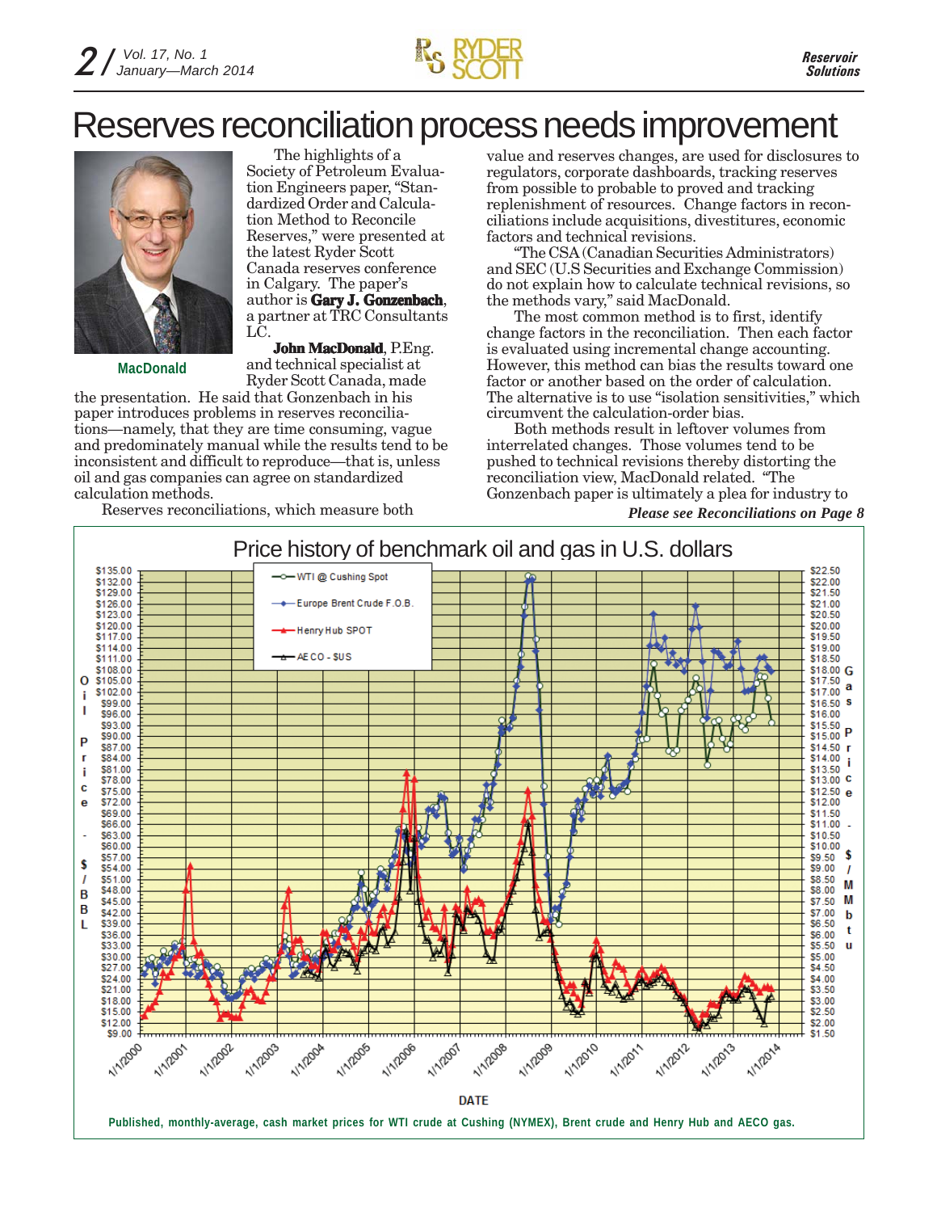# Reserves reconciliation process needs improvement

MacDonald

The highlights of a Society of Petroleum Evaluation Engineers paper, "Standardized Order and Calculation Method to Reconcile Reserves," were presented at the latest Ryder Scott Canada reserves conference in Calgary. The paper's author is **Gary J. Gonzenbach**, a partner at TRC Consultants LC.

**John MacDonald**, P.Eng. and technical specialist at Ryder Scott Canada, made the presentation. He said that Gonzenbach in his paper introduces problems in reserves reconciliations—namely, that they are time consuming, vague and predominately manual while the results tend to be inconsistent and difficult to reproduce—that is, unless oil and gas companies can agree on standardized calculation methods.

Reserves reconciliations, which measure both value and reserves changes, are used for disclosures to regulators, corporate dashboards, tracking reserves from probable to proved and tracking replenishment of resources. Change factors in reconciliations include acquisitions, divestitures, economic factors and technical revisions.

"The CSA (Canadian Securities Administrators) and SEC (U.S Securities and Exchange Commission) do not explain how to calculate technical revisions, so the methods vary," said MacDonald.

The most common method is to first, identify change factors in the reconciliation. Then each factor is evaluated using incremental change accounting. However, this method can bias the results toward one factor or another based on the order of calculation. The alternative is to use "isolation sensitivities," which circumvent the calculation-order bias.

Both methods result in leftover volumes from interrelated changes. Those volumes tend to be pushed to technical revisions thereby distorting the reconciliation view, MacDonald related. "The Gonzenbach paper is ultimately a plea for industry to

***Please see Reconciliations on Page 8***

## Price history of benchmark oil and gas in U.S. dollars

Published, monthly-average, cash market prices for WTI crude at Cushing (NYMEX), Brent crude and Henry Hub and AECO gas.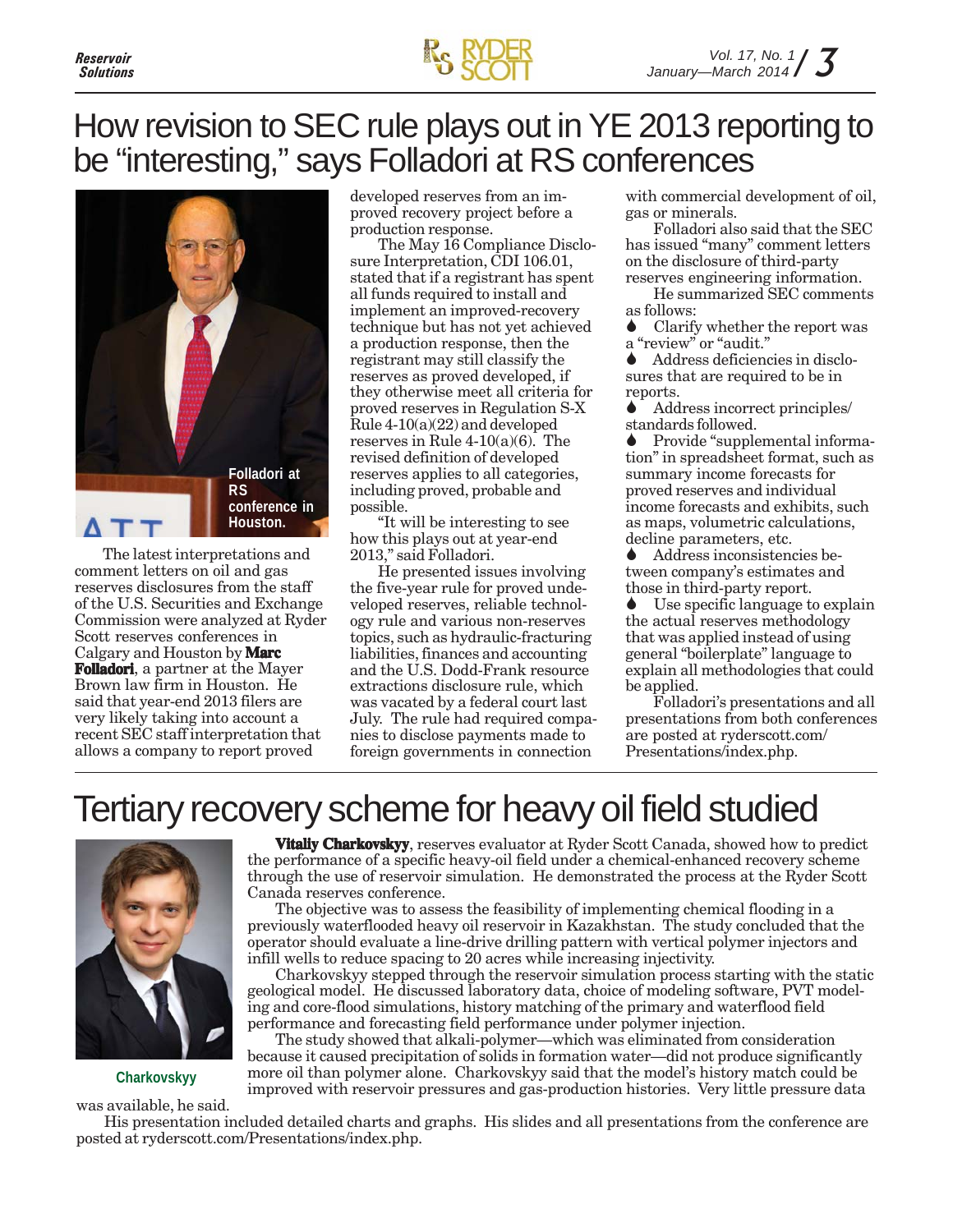# How revision to SEC rule plays out in YE 2013 reporting to be "interesting," says Folladori at RS conferences

Folladori at RS conference in Houston.

The latest interpretations and comment letters on oil and gas reserves disclosures from the staff of the U.S. Securities and Exchange Commission were analyzed at Ryder Scott reserves conferences in Calgary and Houston by **Marc Folladori**, a partner at the Mayer Brown law firm in Houston. He said that year-end 2013 filers are very likely taking into account a recent SEC staff interpretation that allows a company to report proved developed reserves from an improved recovery project before a production response.

The May 16 Compliance Disclosure Interpretation, CDI 106.01, stated that if a registrant has spent all funds required to install and implement an improved-recovery technique but has not yet achieved a production response, then the registrant may still classify the reserves as proved developed, if they otherwise meet all criteria for proved reserves in Regulation S-X Rule 4-10(a)(22) and developed reserves in Rule 4-10(a)(6). The revised definition of developed reserves applies to all categories, including proved, probable and possible.

"It will be interesting to see how this plays out at year-end 2013," said Folladori.

He presented issues involving the five-year rule for proved undeveloped reserves, reliable technology rule and various non-reserves topics, such as hydraulic-fracturing liabilities, finances and accounting and the U.S. Dodd-Frank resource extractions disclosure rule, which was vacated by a federal court last July. The rule had required companies to disclose payments made to foreign governments in connection with commercial development of oil, gas or minerals.

Folladori also said that the SEC has issued "many" comment letters on the disclosure of third-party reserves engineering information.

He summarized SEC comments as follows:

- Clarify whether the report was a "review" or "audit."
- Address deficiencies in disclosures that are required to be in reports.
- Address incorrect principles/standards followed.
- Provide "supplemental information" in spreadsheet format, such as summary income forecasts for proved reserves and individual income forecasts and exhibits, such as maps, volumetric calculations, decline parameters, etc.
- Address inconsistencies between company's estimates and those in third-party report.
- Use specific language to explain the actual reserves methodology that was applied instead of using general "boilerplate" language to explain all methodologies that could be applied.

Folladori's presentations and all presentations from both conferences are posted at ryderscott.com/Presentations/index.php.

# Tertiary recovery scheme for heavy oil field studied

Charkovskyy

**Vitaliy Charkovskyy**, reserves evaluator at Ryder Scott Canada, showed how to predict the performance of a specific heavy-oil field under a chemical-enhanced recovery scheme through the use of reservoir simulation. He demonstrated the process at the Ryder Scott Canada reserves conference.

The objective was to assess the feasibility of implementing chemical flooding in a previously waterflooded heavy oil reservoir in Kazakhstan. The study concluded that the operator should evaluate a line-drive drilling pattern with vertical polymer injectors and infill wells to reduce spacing to 20 acres while increasing injectivity.

Charkovskyy stepped through the reservoir simulation process starting with the static geological model. He discussed laboratory data, choice of modeling software, PVT modeling and core-flood simulations, history matching of the primary and waterflood field performance and forecasting field performance under polymer injection.

The study showed that alkali-polymer—which was eliminated from consideration because it caused precipitation of solids in formation water—did not produce significantly more oil than polymer alone. Charkovskyy said that the model's history match could be improved with reservoir pressures and gas-production histories. Very little pressure data was available, he said.

His presentation included detailed charts and graphs. His slides and all presentations from the conference are posted at ryderscott.com/Presentations/index.php.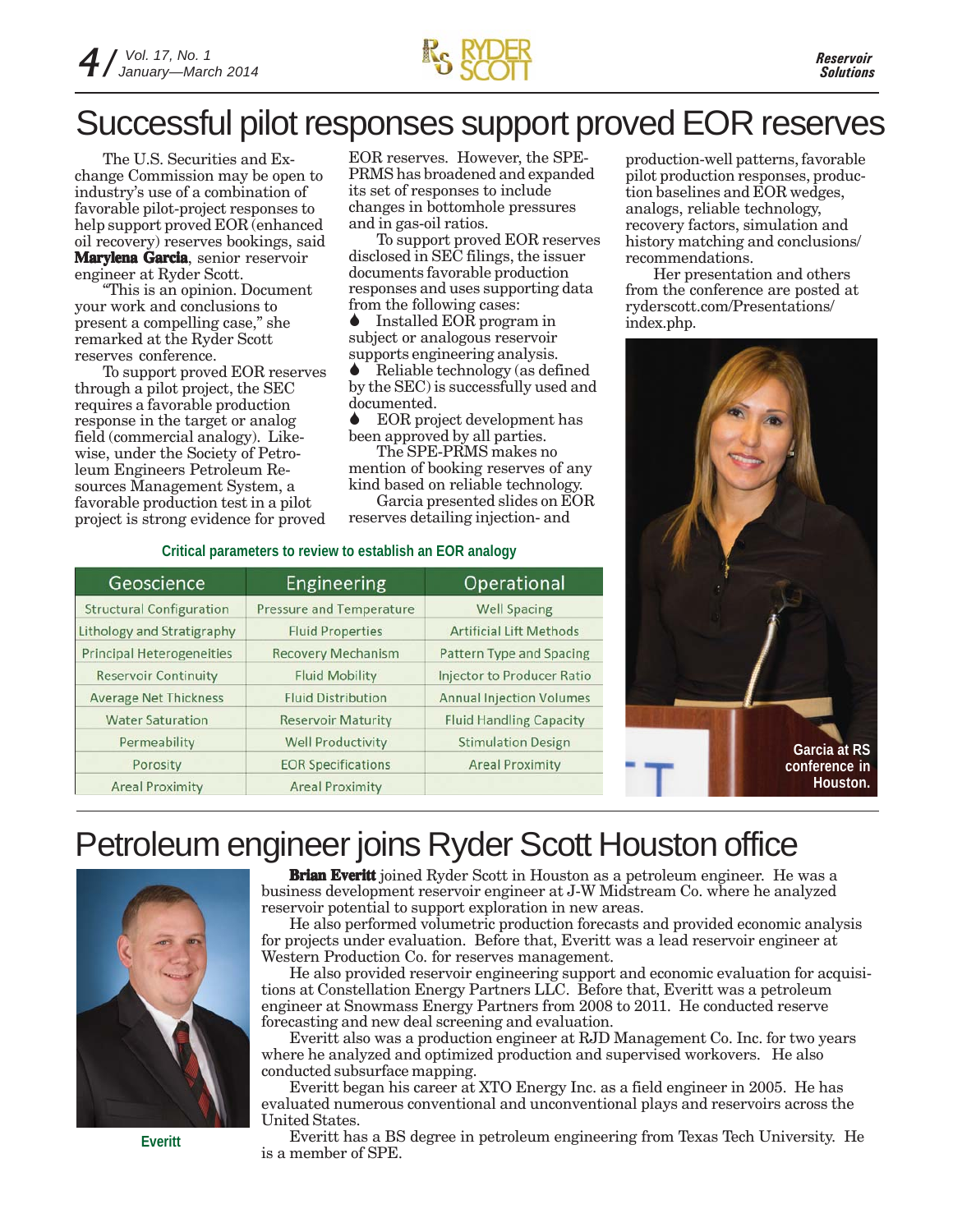# Successful pilot responses support proved EOR reserves

The U.S. Securities and Exchange Commission may be open to industry's use of a combination of favorable pilot-project responses to help support proved EOR (enhanced oil recovery) reserves bookings, said **Marylena Garcia**, senior reservoir engineer at Ryder Scott.

"This is an opinion. Document your work and conclusions to present a compelling case," she remarked at the Ryder Scott reserves conference.

To support proved EOR reserves through a pilot project, the SEC requires a favorable production response in the target or analog field (commercial analogy). Likewise, under the Society of Petroleum Engineers Petroleum Resources Management System, a favorable production test in a pilot project is strong evidence for proved EOR reserves. However, the SPE-PRMS has broadened and expanded its set of responses to include changes in bottomhole pressures and in gas-oil ratios.

To support proved EOR reserves disclosed in SEC filings, the issuer documents favorable production responses and uses supporting data from the following cases:

- Installed EOR program in subject or analogous reservoir supports engineering analysis.
- Reliable technology (as defined by the SEC) is successfully used and documented.
- EOR project development has been approved by all parties.

The SPE-PRMS makes no mention of booking reserves of any kind based on reliable technology.

Garcia presented slides on EOR reserves detailing injection- and production-well patterns, favorable pilot production responses, production baselines and EOR wedges, analogs, reliable technology, recovery factors, simulation and history matching and conclusions/ recommendations.

Her presentation and others from the conference are posted at ryderscott.com/Presentations/ index.php.

**Critical parameters to review to establish an EOR analogy**

| Geoscience | Engineering | Operational |
|---|---|---|
| Structural Configuration | Pressure and Temperature | Well Spacing |
| Lithology and Stratigraphy | Fluid Properties | Artificial Lift Methods |
| Principal Heterogeneities | Recovery Mechanism | Pattern Type and Spacing |
| Reservoir Continuity | Fluid Mobility | Injector to Producer Ratio |
| Average Net Thickness | Fluid Distribution | Annual Injection Volumes |
| Water Saturation | Reservoir Maturity | Fluid Handling Capacity |
| Permeability | Well Productivity | Stimulation Design |
| Porosity | EOR Specifications | Areal Proximity |
| Areal Proximity | Areal Proximity | |

Garcia at RS conference in Houston.

# Petroleum engineer joins Ryder Scott Houston office

Everitt

**Brian Everitt** joined Ryder Scott in Houston as a petroleum engineer. He was a business development reservoir engineer at J-W Midstream Co. where he analyzed reservoir potential to support exploration in new areas.

He also performed volumetric production forecasts and provided economic analysis for projects under evaluation. Before that, Everitt was a lead reservoir engineer at Western Production Co. for reserves management.

He also provided reservoir engineering support and economic evaluation for acquisitions at Constellation Energy Partners LLC. Before that, Everitt was a petroleum engineer at Snowmass Energy Partners from 2008 to 2011. He conducted reserve forecasting and new deal screening and evaluation.

Everitt also was a production engineer at RJD Management Co. Inc. for two years where he analyzed and optimized production and supervised workovers. He also conducted subsurface mapping.

Everitt began his career at XTO Energy Inc. as a field engineer in 2005. He has evaluated numerous conventional and unconventional plays and reservoirs across the United States.

Everitt has a BS degree in petroleum engineering from Texas Tech University. He is a member of SPE.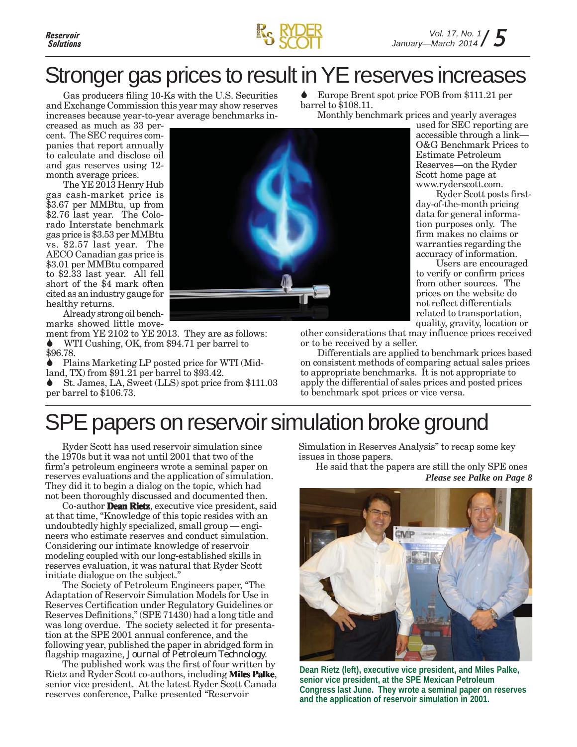# Stronger gas prices to result in YE reserves increases

Gas producers filing 10-Ks with the U.S. Securities and Exchange Commission this year may show reserves increases because year-to-year average benchmarks increased as much as 33 percent. The SEC requires companies that report annually to calculate and disclose oil and gas reserves using 12-month average prices.

The YE 2013 Henry Hub gas cash-market price is $3.67 per MMBtu, up from $2.76 last year. The Colorado Interstate benchmark gas price is $3.53 per MMBtu vs. $2.57 last year. The AECO Canadian gas price is $3.01 per MMBtu compared to $2.33 last year. All fell short of the $4 mark often cited as an industry gauge for healthy returns.

Already strong oil benchmarks showed little movement from YE 2102 to YE 2013. They are as follows:

- WTI Cushing, OK, from $94.71 per barrel to $96.78.
- Plains Marketing LP posted price for WTI (Midland, TX) from $91.21 per barrel to $93.42.
- St. James, LA, Sweet (LLS) spot price from $111.03 per barrel to $106.73.
- Europe Brent spot price FOB from $111.21 per barrel to $108.11.

Monthly benchmark prices and yearly averages used for SEC reporting are accessible through a link—O&G Benchmark Prices to Estimate Petroleum Reserves—on the Ryder Scott home page at www.ryderscott.com.

Ryder Scott posts first-day-of-the-month pricing data for general information purposes only. The firm makes no claims or warranties regarding the accuracy of information.

Users are encouraged to verify or confirm prices from other sources. The prices on the website do not reflect differentials related to transportation, quality, gravity, location or other considerations that may influence prices received or to be received by a seller.

Differentials are applied to benchmark prices based on consistent methods of comparing actual sales prices to appropriate benchmarks. It is not appropriate to apply the differential of sales prices and posted prices to benchmark spot prices or vice versa.

# SPE papers on reservoir simulation broke ground

Ryder Scott has used reservoir simulation since the 1970s but it was not until 2001 that two of the firm's petroleum engineers wrote a seminal paper on reserves evaluations and the application of simulation. They did it to begin a dialog on the topic, which had not been thoroughly discussed and documented then.

Co-author **Dean Rietz**, executive vice president, said at that time, "Knowledge of this topic resides with an undoubtedly highly specialized, small group — engineers who estimate reserves and conduct simulation. Considering our intimate knowledge of reservoir modeling coupled with our long-established skills in reserves evaluation, it was natural that Ryder Scott initiate dialogue on the subject."

The Society of Petroleum Engineers paper, "The Adaptation of Reservoir Simulation Models for Use in Reserves Certification under Regulatory Guidelines or Reserves Definitions," (SPE 71430) had a long title and was long overdue. The society selected it for presentation at the SPE 2001 annual conference, and the following year, published the paper in abridged form in flagship magazine, *Journal of Petroleum Technology*.

The published work was the first of four written by Rietz and Ryder Scott co-authors, including **Miles Palke**, senior vice president. At the latest Ryder Scott Canada reserves conference, Palke presented "Reservoir Simulation in Reserves Analysis" to recap some key issues in those papers.

He said that the papers are still the only SPE ones

***Please see Palke on Page 8***

**Dean Rietz (left), executive vice president, and Miles Palke, senior vice president, at the SPE Mexican Petroleum Congress last June. They wrote a seminal paper on reserves and the application of reservoir simulation in 2001.**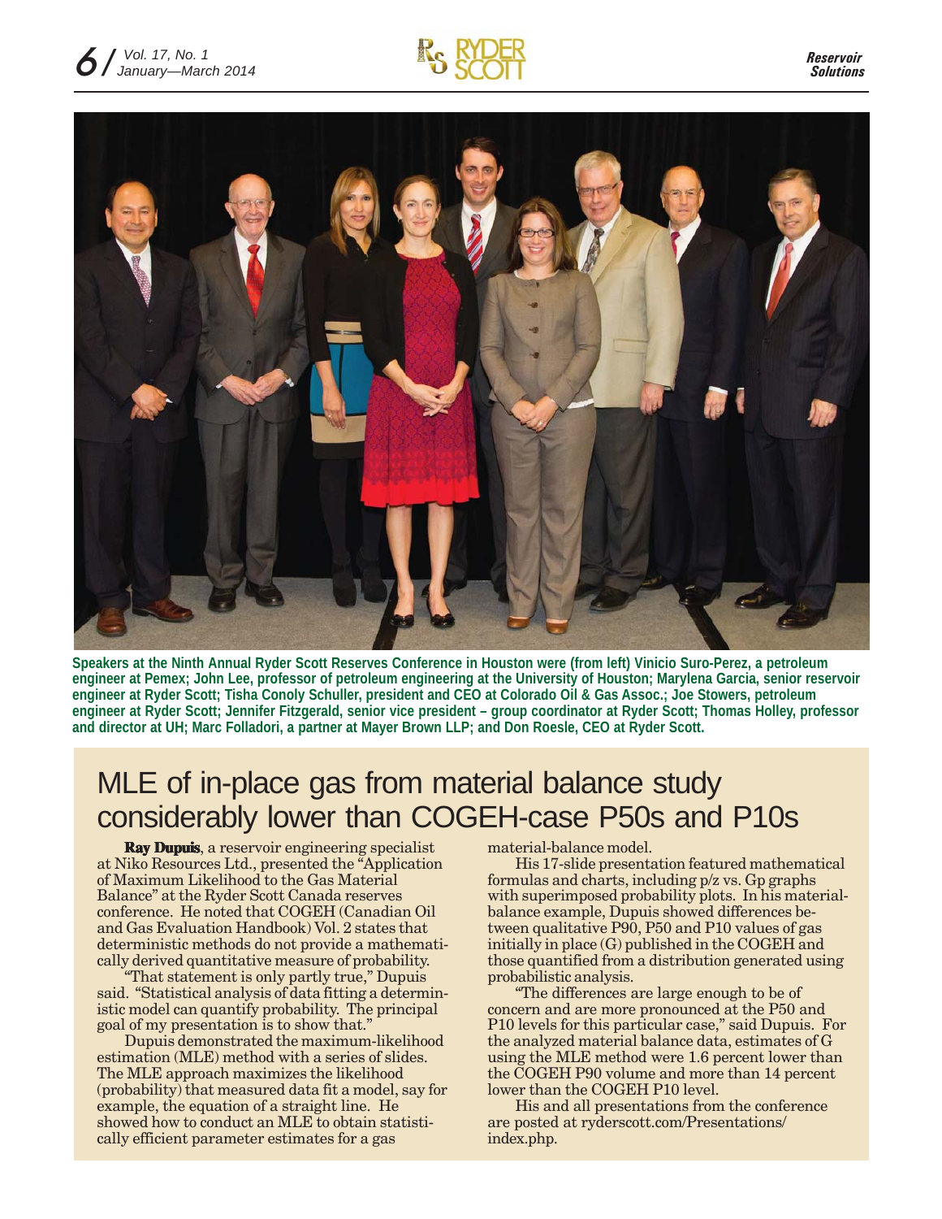Speakers at the Ninth Annual Ryder Scott Reserves Conference in Houston were (from left) Vinicio Suro-Perez, a petroleum engineer at Pemex; John Lee, professor of petroleum engineering at the University of Houston; Marylena Garcia, senior reservoir engineer at Ryder Scott; Tisha Conoly Schuller, president and CEO at Colorado Oil & Gas Assoc.; Joe Stowers, petroleum engineer at Ryder Scott; Jennifer Fitzgerald, senior vice president – group coordinator at Ryder Scott; Thomas Holley, professor and director at UH; Marc Folladori, a partner at Mayer Brown LLP; and Don Roesle, CEO at Ryder Scott.

# MLE of in-place gas from material balance study considerably lower than COGEH-case P50s and P10s

**Ray Dupuis**, a reservoir engineering specialist at Niko Resources Ltd., presented the "Application of Maximum Likelihood to the Gas Material Balance" at the Ryder Scott reserves conference. He noted that COGEH (Canadian Oil and Gas Evaluation Handbook) Vol. 2 states that deterministic methods do not provide a mathematically derived quantitative measure of probability.

"That statement is only partly true," Dupuis said. "Statistical analysis of data fitting a deterministic model can quantify probability. The principal goal of my presentation is to show that."

Dupuis demonstrated the maximum-likelihood estimation (MLE) method with a series of slides. The MLE approach maximizes the likelihood (probability) that measured data fit a model, say for example, the equation of a straight line. He showed how to conduct an MLE to obtain statistically efficient parameter estimates for a gas material-balance model.

His 17-slide presentation featured mathematical formulas and charts, including p/z vs. Gp graphs with superimposed probability plots. In his material-balance example, Dupuis showed differences between qualitative P90, P50 and P10 values of gas initially in place (G) published in the COGEH and those quantified from a distribution generated using probabilistic analysis.

"The differences are large enough to be of concern and are more pronounced at the P50 and P10 levels for this particular case," said Dupuis. For the analyzed material balance data, estimates of G using the MLE method were 1.6 percent lower than the COGEH P90 volume and more than 14 percent lower than the COGEH P10 level.

His and all presentations from the conference are posted at ryderscott.com/Presentations/index.php.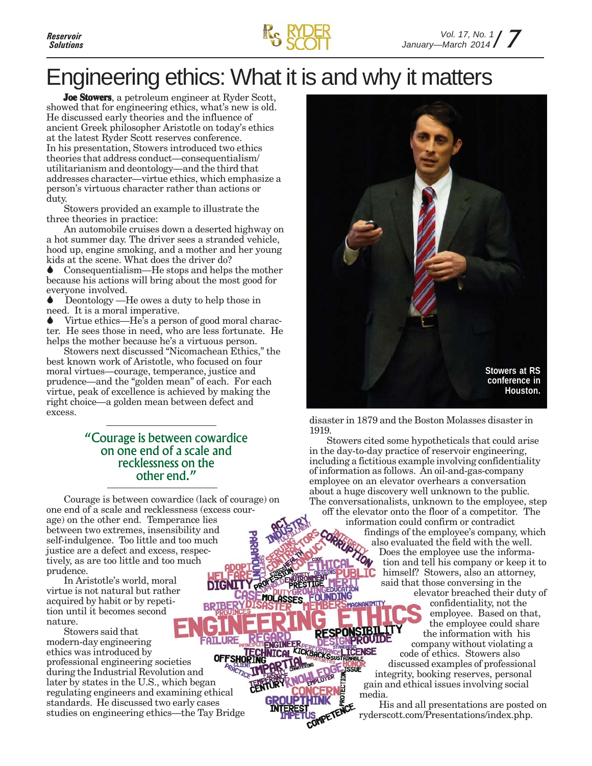# Engineering ethics: What it is and why it matters

**Joe Stowers**, a petroleum engineer at Ryder Scott, showed that for engineering ethics, what's new is old. He discussed early theories and the influence of ancient Greek philosopher Aristotle on today's ethics at the latest Ryder Scott reserves conference. In his presentation, Stowers introduced two ethics theories that address conduct—consequentialism/utilitarianism and deontology—and the third that addresses character—virtue ethics, which emphasize a person's virtuous character rather than actions or duty.

Stowers provided an example to illustrate the three theories in practice:

An automobile cruises down a deserted highway on a hot summer day. The driver sees a stranded vehicle, hood up, engine smoking, and a mother and her young kids at the scene. What does the driver do?

- Consequentialism—He stops and helps the mother because his actions will bring about the most good for everyone involved.
- Deontology —He owes a duty to help those in need. It is a moral imperative.
- Virtue ethics—He's a person of good moral character. He sees those in need, who are less fortunate. He helps the mother because he's a virtuous person.

Stowers next discussed "Nicomachean Ethics," the best known work of Aristotle, who focused on four moral virtues—courage, temperance, justice and prudence—and the "golden mean" of each. For each virtue, peak of excellence is achieved by making the right choice—a golden mean between defect and excess.

> "Courage is between cowardice on one end of a scale and recklessness on the other end."

Courage is between cowardice (lack of courage) on one end of a scale and recklessness (excess courage) on the other end. Temperance lies between two extremes, insensibility and self-indulgence. Too little and too much justice are a defect and excess, respectively, as are too little and too much prudence.

In Aristotle's world, moral virtue is not natural but rather acquired by habit or by repetition until it becomes second nature.

Stowers said that modern-day engineering ethics was introduced by professional engineering societies during the Industrial Revolution and later by states in the U.S., which began regulating engineers and examining ethical standards. He discussed two early cases studies on engineering ethics—the Tay Bridge disaster in 1879 and the Boston Molasses disaster in 1919.

Stowers at RS conference in Houston.

Stowers cited some hypotheticals that could arise in the day-to-day practice of reservoir engineering, including a fictitious example involving confidentiality of information as follows. An oil-and-gas-company employee on an elevator overhears a conversation about a huge discovery well unknown to the public. The conversationalists, unknown to the employee, step off the elevator onto the floor of a competitor. The information could confirm or contradict findings of the employee's company, which also evaluated the field with the well. Does the employee use the information and tell his company or keep it to himself? Stowers, also an attorney, said that those conversing in the elevator breached their duty of confidentiality, not the employee. Based on that, the employee could share the information with his company without violating a code of ethics. Stowers also discussed examples of professional integrity, booking reserves, personal gain and ethical issues involving social media.

His and all presentations are posted on ryderscott.com/Presentations/index.php.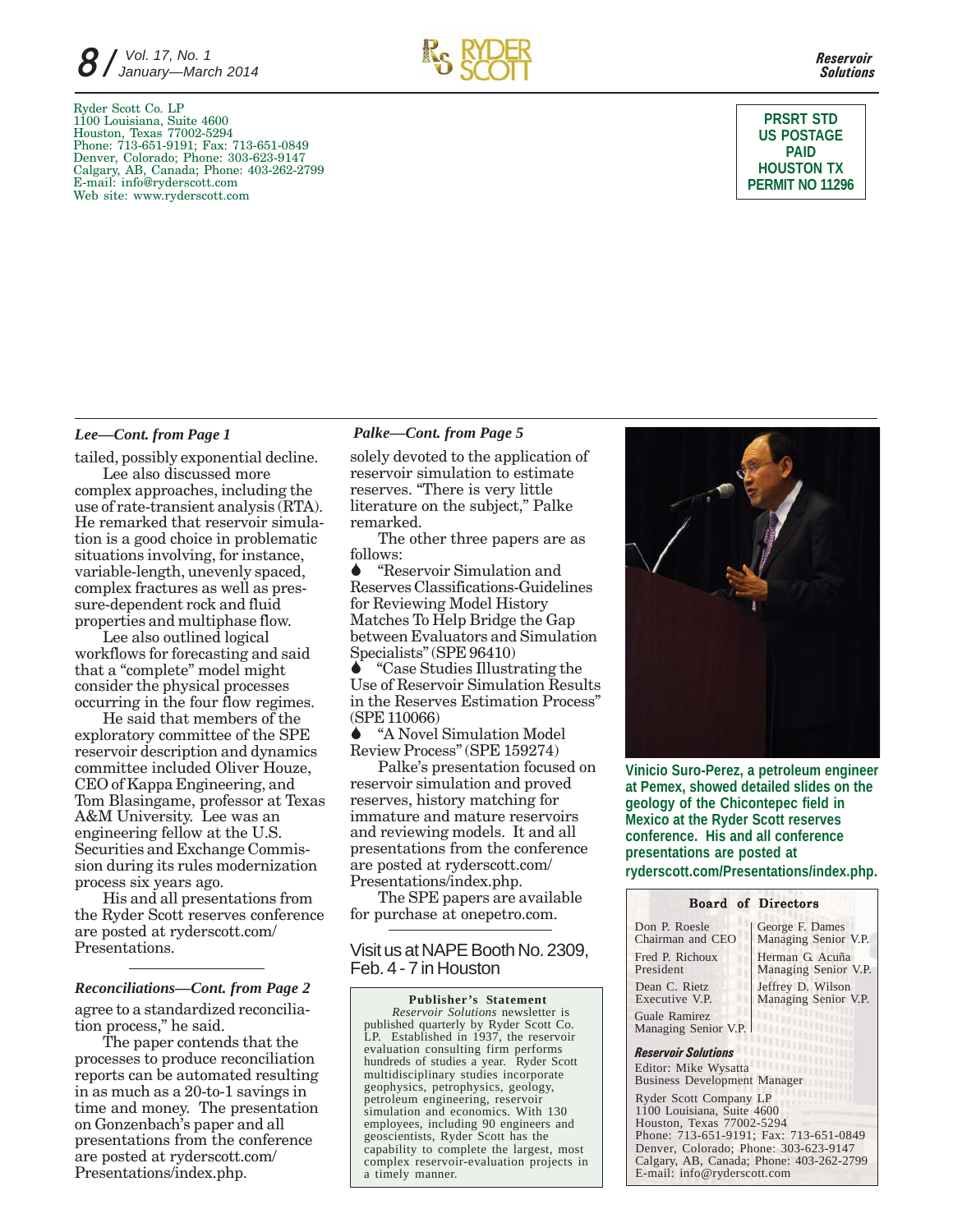Ryder Scott Co. LP
1100 Louisiana, Suite 4600
Houston, Texas 77002-5294
Phone: 713-651-9191; Fax: 713-651-0849
Denver, Colorado; Phone: 303-623-9147
Calgary, AB, Canada; Phone: 403-262-2799
E-mail: info@ryderscott.com
Web site: www.ryderscott.com

PRSRT STD
US POSTAGE
PAID
HOUSTON TX
PERMIT NO 11296

***Lee—Cont. from Page 1***

tailed, possibly exponential decline.

Lee also discussed more complex approaches, including the use of rate-transient analysis (RTA). He remarked that reservoir simulation is a good choice in problematic situations involving, for instance, variable-length, unevenly spaced, complex fractures as well as pressure-dependent rock and fluid properties and multiphase flow.

Lee also outlined logical workflows for forecasting and said that a "complete" model might consider the physical processes occurring in the four flow regimes.

He said that members of the exploratory committee of the SPE reservoir description and dynamics committee included Oliver Houze, CEO of Kappa Engineering, and Tom Blasingame, professor at Texas A&M University. Lee was an engineering fellow at the U.S. Securities and Exchange Commission during its rules modernization process six years ago.

His and all presentations from the Ryder Scott reserves conference are posted at ryderscott.com/Presentations.

***Reconciliations—Cont. from Page 2***

agree to a standardized reconciliation process," he said.

The paper contends that the processes to produce reconciliation reports can be automated resulting in as much as a 20-to-1 savings in time and money. The presentation on Gonzenbach's paper and all presentations from the conference are posted at ryderscott.com/Presentations/index.php.

***Palke—Cont. from Page 5***

solely devoted to the application of reservoir simulation to estimate reserves. "There is very little literature on the subject," Palke remarked.

The other three papers are as follows:

- "Reservoir Simulation and Reserves Classifications-Guidelines for Reviewing Model History Matches To Help Bridge the Gap between Evaluators and Simulation Specialists" (SPE 96410)
- "Case Studies Illustrating the Use of Reservoir Simulation Results in the Reserves Estimation Process" (SPE 110066)
- "A Novel Simulation Model Review Process" (SPE 159274)

Palke's presentation focused on reservoir simulation and proved reserves, history matching for immature and mature reservoirs and reviewing models. It and all presentations from the conference are posted at ryderscott.com/Presentations/index.php.

The SPE papers are available for purchase at onepetro.com.

Visit us at NAPE Booth No. 2309, Feb. 4 - 7 in Houston

**Publisher's Statement**

*Reservoir Solutions* newsletter is published quarterly by Ryder Scott Co. LP. Established in 1937, the reservoir evaluation consulting firm performs hundreds of studies a year. Ryder Scott multidisciplinary studies incorporate geophysics, petrophysics, geology, petroleum engineering, reservoir simulation and economics. With 130 employees, including 90 engineers and geoscientists, Ryder Scott has the capability to complete the largest, most complex reservoir-evaluation projects in a timely manner.

**Vinicio Suro-Perez, a petroleum engineer at Pemex, showed detailed slides on the geology of the Chicontepec field in Mexico at the Ryder Scott reserves conference. His and all conference presentations are posted at ryderscott.com/Presentations/index.php.**

**Board of Directors**

Don P. Roesle
Chairman and CEO

Fred P. Richoux
President

Dean C. Rietz
Executive V.P.

Guale Ramirez
Managing Senior V.P.

George F. Dames
Managing Senior V.P.

Herman G. Acuña
Managing Senior V.P.

Jeffrey D. Wilson
Managing Senior V.P.

***Reservoir Solutions***

Editor: Mike Wysatta
Business Development Manager

Ryder Scott Company LP
1100 Louisiana, Suite 4600
Houston, Texas 77002-5294
Phone: 713-651-9191; Fax: 713-651-0849
Denver, Colorado; Phone: 303-623-9147
Calgary, AB, Canada; Phone: 403-262-2799
E-mail: info@ryderscott.com